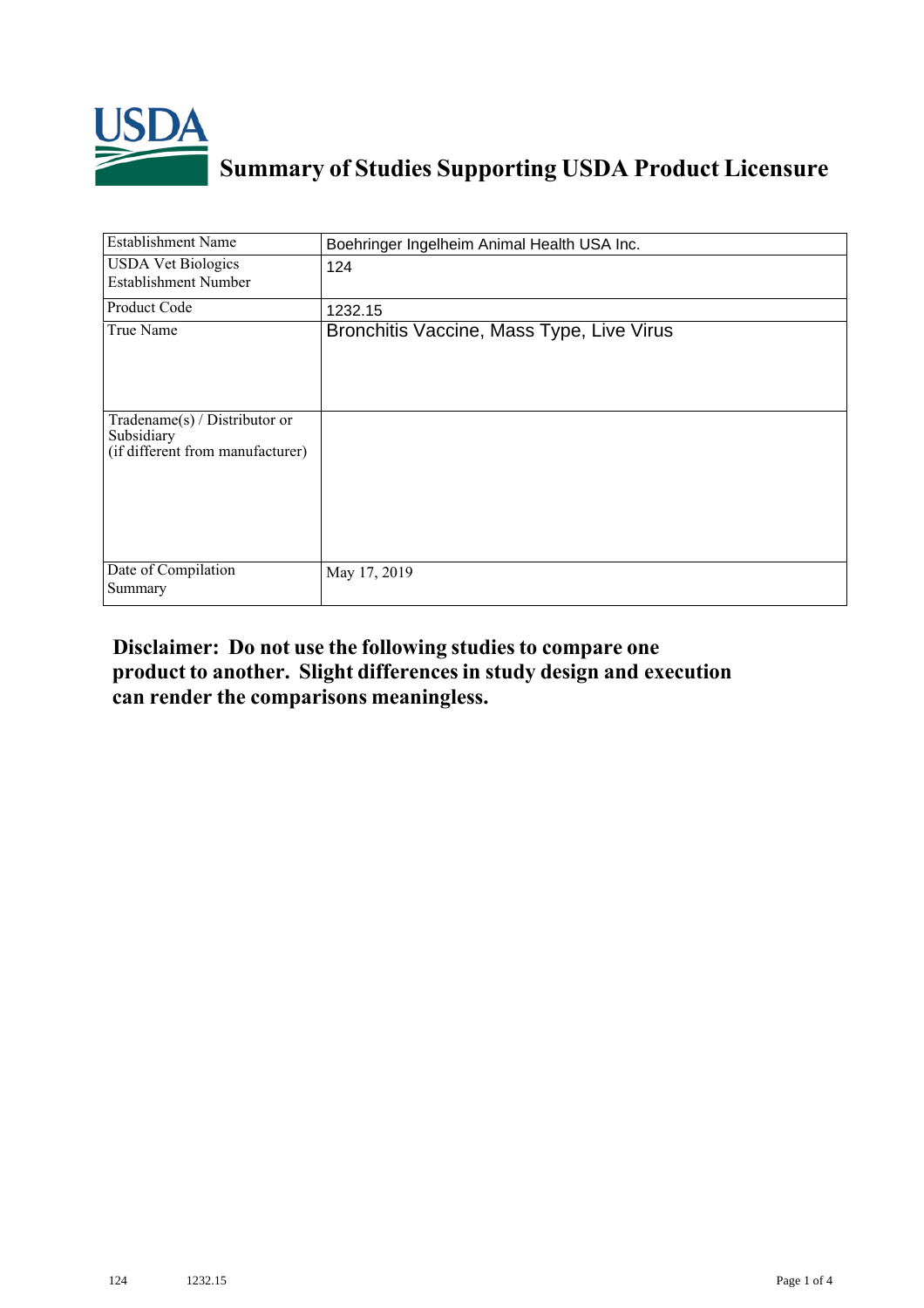# Summary of Studies Supporting USDA Product Licensure

| Establishment Name | Boehringer Ingelheim Animal Health USA Inc. |
| --- | --- |
| USDA Vet Biologics Establishment Number | 124 |
| Product Code | 1232.15 |
| True Name | Bronchitis Vaccine, Mass Type, Live Virus |
| Tradename(s) / Distributor or Subsidiary (if different from manufacturer) | |
| Date of Compilation Summary | May 17, 2019 |

**Disclaimer: Do not use the following studies to compare one product to another. Slight differences in study design and execution can render the comparisons meaningless.**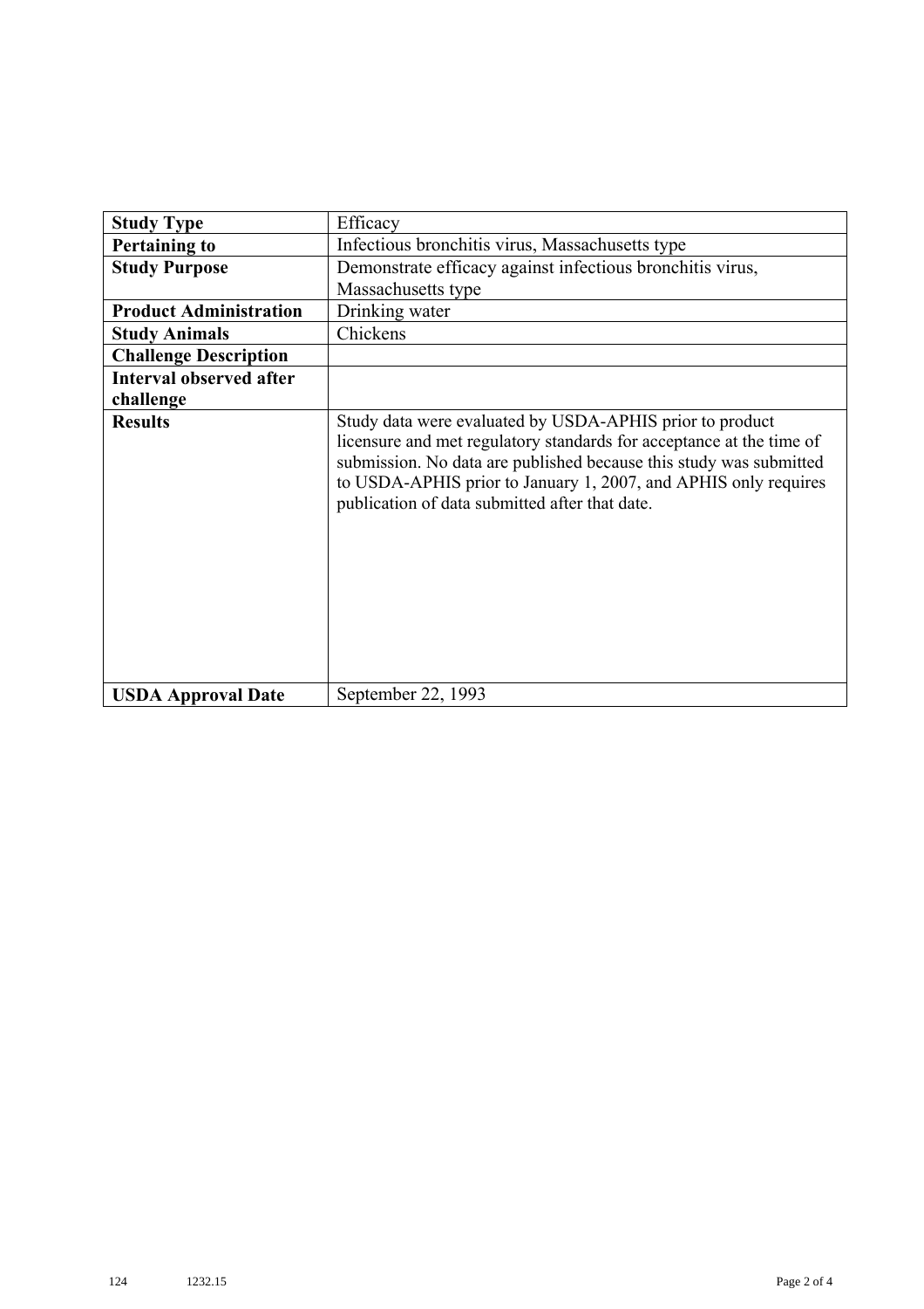| **Study Type** | Efficacy |
|---|---|
| **Pertaining to** | Infectious bronchitis virus, Massachusetts type |
| **Study Purpose** | Demonstrate efficacy against infectious bronchitis virus, Massachusetts type |
| **Product Administration** | Drinking water |
| **Study Animals** | Chickens |
| **Challenge Description** | |
| **Interval observed after challenge** | |
| **Results** | Study data were evaluated by USDA-APHIS prior to product licensure and met regulatory standards for acceptance at the time of submission. No data are published because this study was submitted to USDA-APHIS prior to January 1, 2007, and APHIS only requires publication of data submitted after that date. |
| **USDA Approval Date** | September 22, 1993 |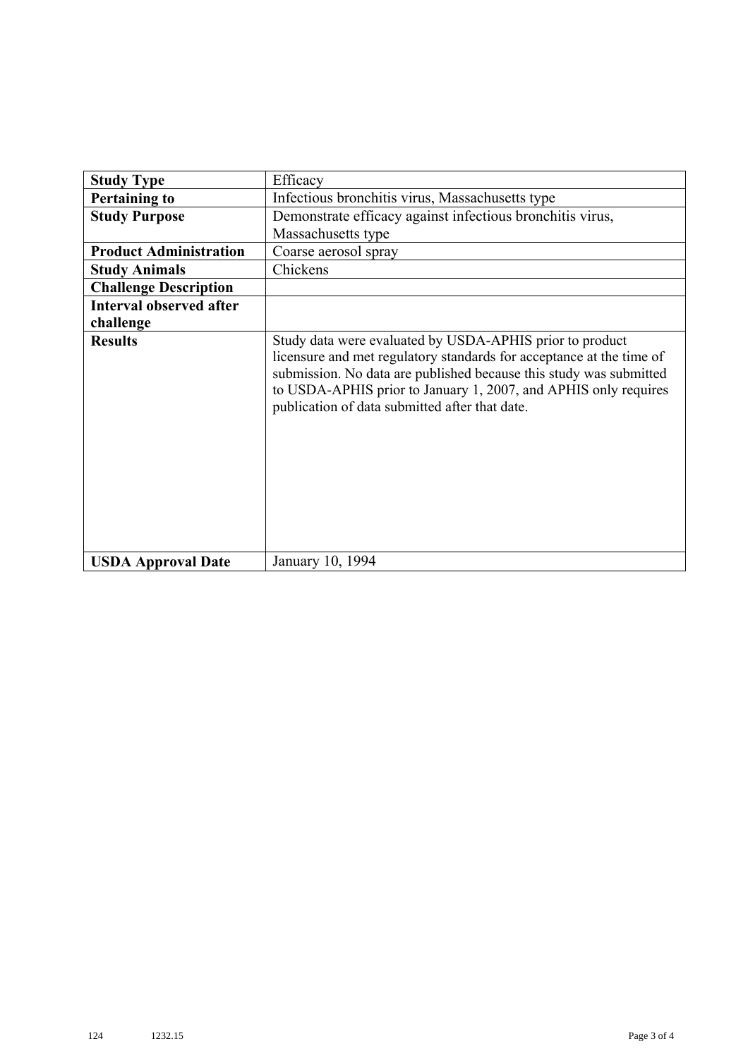| **Study Type** | Efficacy |
|---|---|
| **Pertaining to** | Infectious bronchitis virus, Massachusetts type |
| **Study Purpose** | Demonstrate efficacy against infectious bronchitis virus, Massachusetts type |
| **Product Administration** | Coarse aerosol spray |
| **Study Animals** | Chickens |
| **Challenge Description** | |
| **Interval observed after challenge** | |
| **Results** | Study data were evaluated by USDA-APHIS prior to product licensure and met regulatory standards for acceptance at the time of submission. No data are published because this study was submitted to USDA-APHIS prior to January 1, 2007, and APHIS only requires publication of data submitted after that date. |
| **USDA Approval Date** | January 10, 1994 |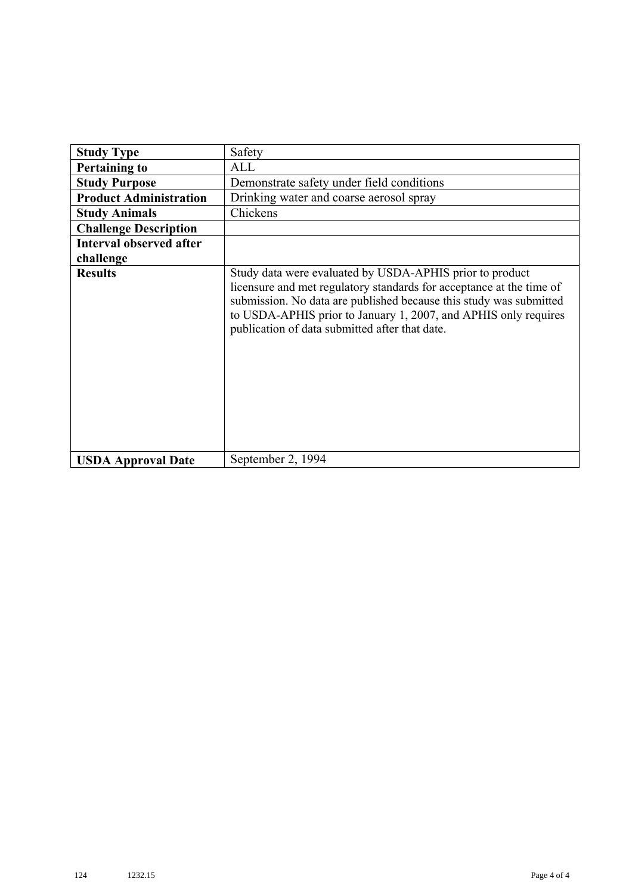| | |
|---|---|
| **Study Type** | Safety |
| **Pertaining to** | ALL |
| **Study Purpose** | Demonstrate safety under field conditions |
| **Product Administration** | Drinking water and coarse aerosol spray |
| **Study Animals** | Chickens |
| **Challenge Description** | |
| **Interval observed after challenge** | |
| **Results** | Study data were evaluated by USDA-APHIS prior to product licensure and met regulatory standards for acceptance at the time of submission. No data are published because this study was submitted to USDA-APHIS prior to January 1, 2007, and APHIS only requires publication of data submitted after that date. |
| **USDA Approval Date** | September 2, 1994 |